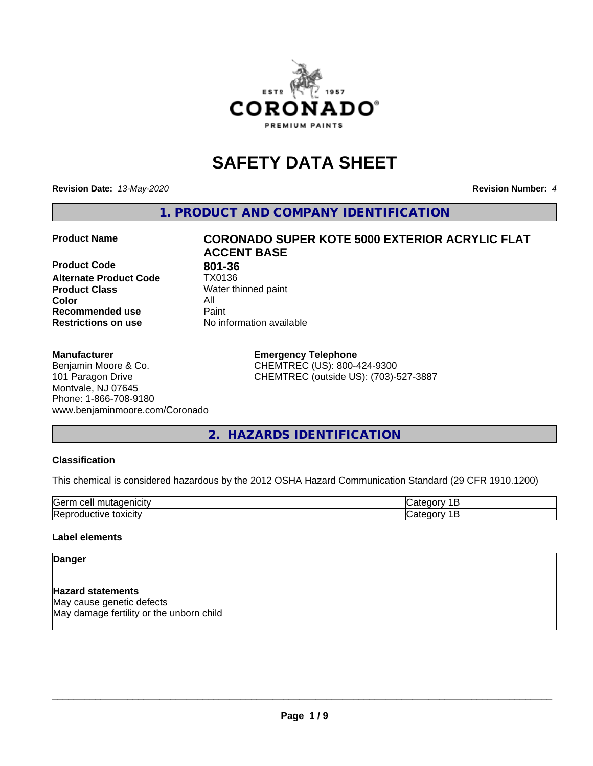# SAFETY DATA SHEET

**Revision Date:** *13-May-2020* **Revision Number:** *4*

## 1. PRODUCT AND COMPANY IDENTIFICATION

| | |
|---|---|
| **Product Name** | **CORONADO SUPER KOTE 5000 EXTERIOR ACRYLIC FLAT ACCENT BASE** |
| **Product Code** | **801-36** |
| **Alternate Product Code** | TX0136 |
| **Product Class** | Water thinned paint |
| **Color** | All |
| **Recommended use** | Paint |
| **Restrictions on use** | No information available |

**Manufacturer**
Benjamin Moore & Co.
101 Paragon Drive
Montvale, NJ 07645
Phone: 1-866-708-9180
www.benjaminmoore.com/Coronado

**Emergency Telephone**
CHEMTREC (US): 800-424-9300
CHEMTREC (outside US): (703)-527-3887

## 2. HAZARDS IDENTIFICATION

**Classification**

This chemical is considered hazardous by the 2012 OSHA Hazard Communication Standard (29 CFR 1910.1200)

| | |
|---|---|
| Germ cell mutagenicity | Category 1B |
| Reproductive toxicity | Category 1B |

**Label elements**

**Danger**

**Hazard statements**
May cause genetic defects
May damage fertility or the unborn child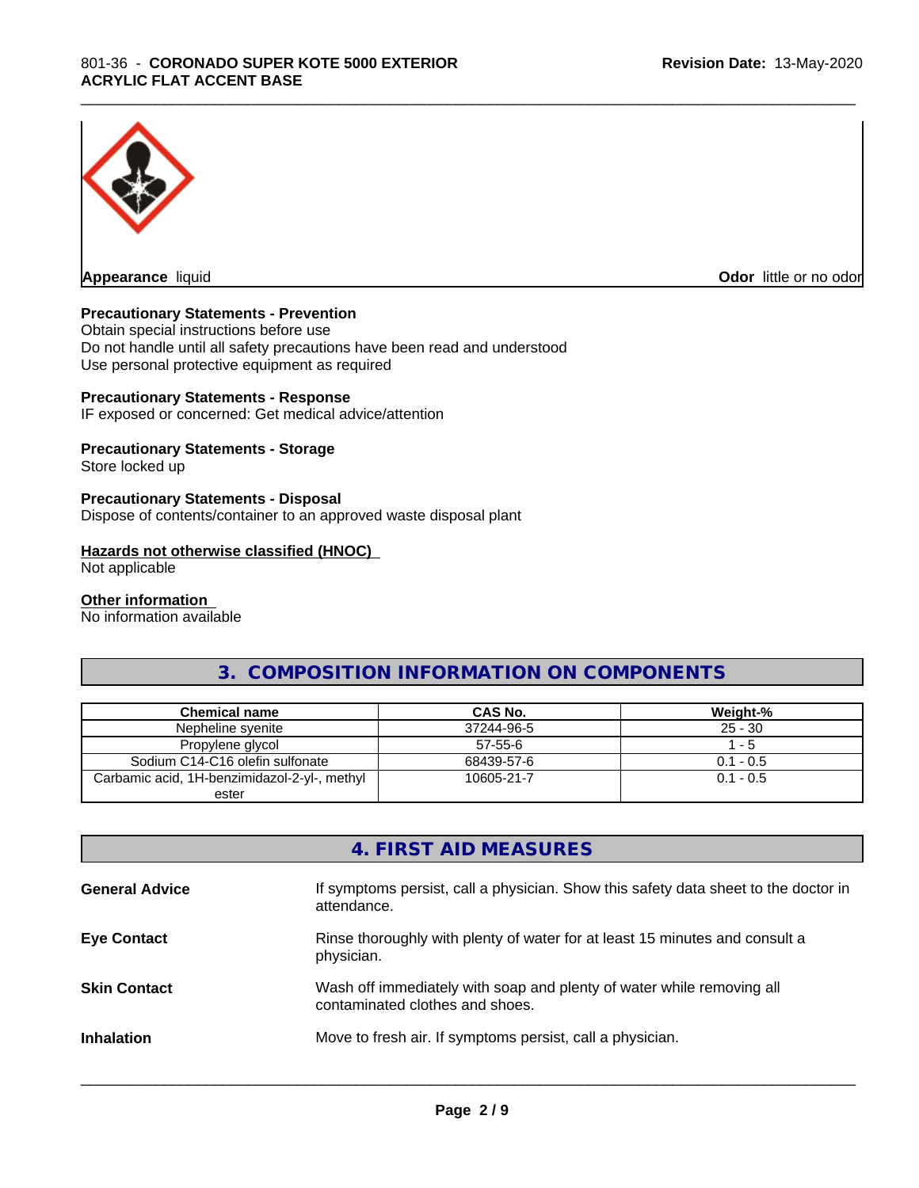**Appearance** liquid

**Odor** little or no odor

**Precautionary Statements - Prevention**

Obtain special instructions before use

Do not handle until all safety precautions have been read and understood

Use personal protective equipment as required

**Precautionary Statements - Response**

IF exposed or concerned: Get medical advice/attention

**Precautionary Statements - Storage**

Store locked up

**Precautionary Statements - Disposal**

Dispose of contents/container to an approved waste disposal plant

**Hazards not otherwise classified (HNOC)**

Not applicable

**Other information**

No information available

## 3. COMPOSITION INFORMATION ON COMPONENTS

| Chemical name | CAS No. | Weight-% |
|---|---|---|
| Nepheline syenite | 37244-96-5 | 25 - 30 |
| Propylene glycol | 57-55-6 | 1 - 5 |
| Sodium C14-C16 olefin sulfonate | 68439-57-6 | 0.1 - 0.5 |
| Carbamic acid, 1H-benzimidazol-2-yl-, methyl ester | 10605-21-7 | 0.1 - 0.5 |

## 4. FIRST AID MEASURES

**General Advice** If symptoms persist, call a physician. Show this safety data sheet to the doctor in attendance.

**Eye Contact** Rinse thoroughly with plenty of water for at least 15 minutes and consult a physician.

**Skin Contact** Wash off immediately with soap and plenty of water while removing all contaminated clothes and shoes.

**Inhalation** Move to fresh air. If symptoms persist, call a physician.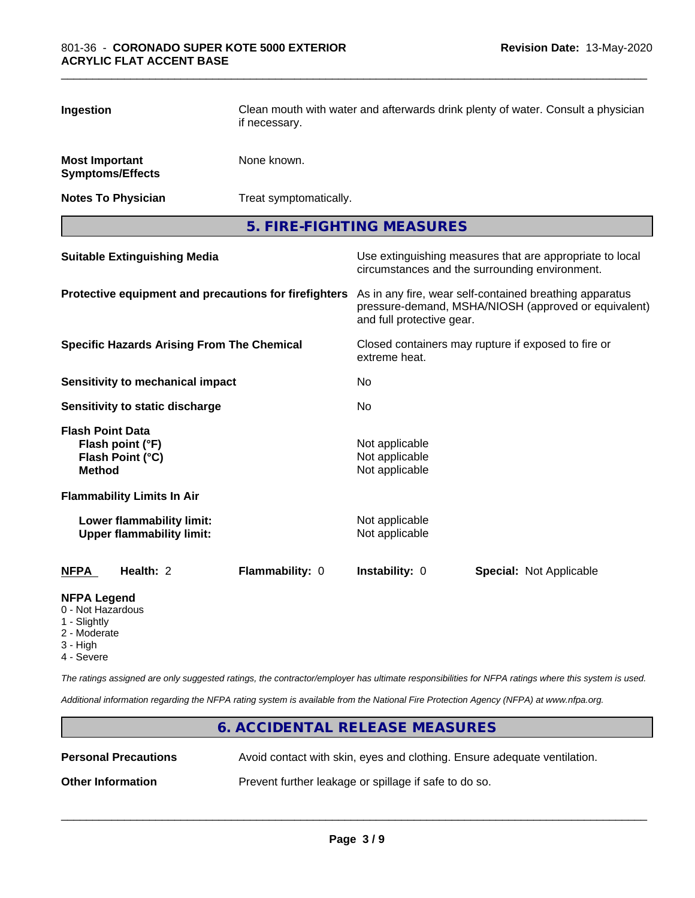| | |
|---|---|
| **Ingestion** | Clean mouth with water and afterwards drink plenty of water. Consult a physician if necessary. |
| **Most Important Symptoms/Effects** | None known. |
| **Notes To Physician** | Treat symptomatically. |

## 5. FIRE-FIGHTING MEASURES

| | |
|---|---|
| **Suitable Extinguishing Media** | Use extinguishing measures that are appropriate to local circumstances and the surrounding environment. |
| **Protective equipment and precautions for firefighters** | As in any fire, wear self-contained breathing apparatus pressure-demand, MSHA/NIOSH (approved or equivalent) and full protective gear. |
| **Specific Hazards Arising From The Chemical** | Closed containers may rupture if exposed to fire or extreme heat. |
| **Sensitivity to mechanical impact** | No |
| **Sensitivity to static discharge** | No |

**Flash Point Data**

| | |
|---|---|
| **Flash point (°F)** | Not applicable |
| **Flash Point (°C)** | Not applicable |
| **Method** | Not applicable |

**Flammability Limits In Air**

| | |
|---|---|
| **Lower flammability limit:** | Not applicable |
| **Upper flammability limit:** | Not applicable |

| **NFPA** | **Health:** 2 | **Flammability:** 0 | **Instability:** 0 | **Special:** Not Applicable |
|---|---|---|---|---|

**NFPA Legend**
- 0 - Not Hazardous
- 1 - Slightly
- 2 - Moderate
- 3 - High
- 4 - Severe

*The ratings assigned are only suggested ratings, the contractor/employer has ultimate responsibilities for NFPA ratings where this system is used.*

*Additional information regarding the NFPA rating system is available from the National Fire Protection Agency (NFPA) at www.nfpa.org.*

## 6. ACCIDENTAL RELEASE MEASURES

| | |
|---|---|
| **Personal Precautions** | Avoid contact with skin, eyes and clothing. Ensure adequate ventilation. |
| **Other Information** | Prevent further leakage or spillage if safe to do so. |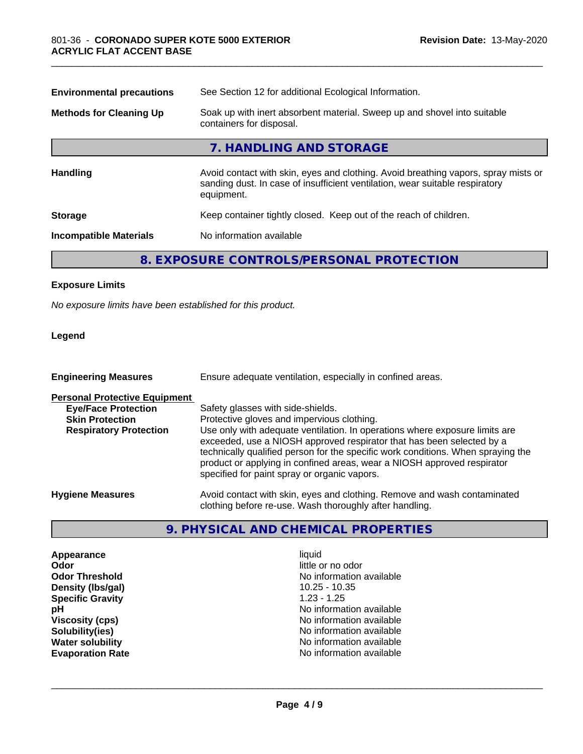| | |
|---|---|
| **Environmental precautions** | See Section 12 for additional Ecological Information. |
| **Methods for Cleaning Up** | Soak up with inert absorbent material. Sweep up and shovel into suitable containers for disposal. |

## 7. HANDLING AND STORAGE

| | |
|---|---|
| **Handling** | Avoid contact with skin, eyes and clothing. Avoid breathing vapors, spray mists or sanding dust. In case of insufficient ventilation, wear suitable respiratory equipment. |
| **Storage** | Keep container tightly closed. Keep out of the reach of children. |
| **Incompatible Materials** | No information available |

## 8. EXPOSURE CONTROLS/PERSONAL PROTECTION

**Exposure Limits**

*No exposure limits have been established for this product.*

**Legend**

| | |
|---|---|
| **Engineering Measures** | Ensure adequate ventilation, especially in confined areas. |
| **Personal Protective Equipment** | |
| **Eye/Face Protection** | Safety glasses with side-shields. |
| **Skin Protection** | Protective gloves and impervious clothing. |
| **Respiratory Protection** | Use only with adequate ventilation. In operations where exposure limits are exceeded, use a NIOSH approved respirator that has been selected by a technically qualified person for the specific work conditions. When spraying the product or applying in confined areas, wear a NIOSH approved respirator specified for paint spray or organic vapors. |
| **Hygiene Measures** | Avoid contact with skin, eyes and clothing. Remove and wash contaminated clothing before re-use. Wash thoroughly after handling. |

## 9. PHYSICAL AND CHEMICAL PROPERTIES

| | |
|---|---|
| **Appearance** | liquid |
| **Odor** | little or no odor |
| **Odor Threshold** | No information available |
| **Density (lbs/gal)** | 10.25 - 10.35 |
| **Specific Gravity** | 1.23 - 1.25 |
| **pH** | No information available |
| **Viscosity (cps)** | No information available |
| **Solubility(ies)** | No information available |
| **Water solubility** | No information available |
| **Evaporation Rate** | No information available |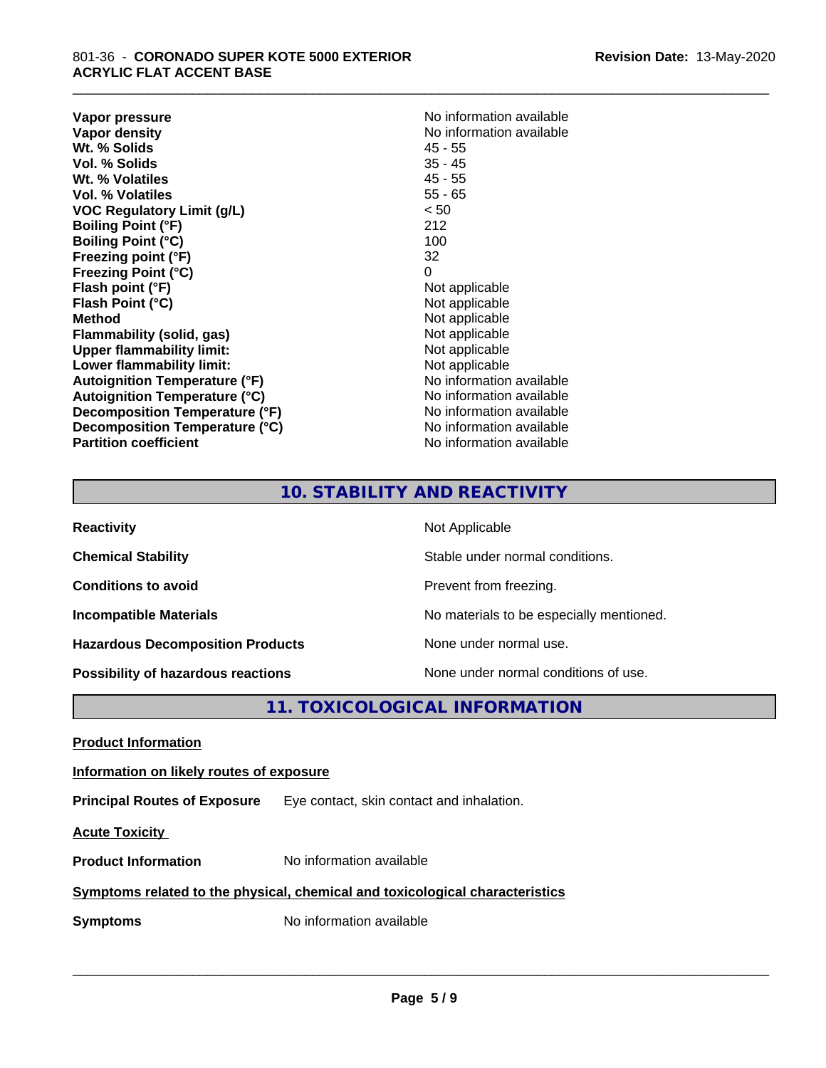| | |
|---|---|
| **Vapor pressure** | No information available |
| **Vapor density** | No information available |
| **Wt. % Solids** | 45 - 55 |
| **Vol. % Solids** | 35 - 45 |
| **Wt. % Volatiles** | 45 - 55 |
| **Vol. % Volatiles** | 55 - 65 |
| **VOC Regulatory Limit (g/L)** | < 50 |
| **Boiling Point (°F)** | 212 |
| **Boiling Point (°C)** | 100 |
| **Freezing point (°F)** | 32 |
| **Freezing Point (°C)** | 0 |
| **Flash point (°F)** | Not applicable |
| **Flash Point (°C)** | Not applicable |
| **Method** | Not applicable |
| **Flammability (solid, gas)** | Not applicable |
| **Upper flammability limit:** | Not applicable |
| **Lower flammability limit:** | Not applicable |
| **Autoignition Temperature (°F)** | No information available |
| **Autoignition Temperature (°C)** | No information available |
| **Decomposition Temperature (°F)** | No information available |
| **Decomposition Temperature (°C)** | No information available |
| **Partition coefficient** | No information available |

## 10. STABILITY AND REACTIVITY

| | |
|---|---|
| **Reactivity** | Not Applicable |
| **Chemical Stability** | Stable under normal conditions. |
| **Conditions to avoid** | Prevent from freezing. |
| **Incompatible Materials** | No materials to be especially mentioned. |
| **Hazardous Decomposition Products** | None under normal use. |
| **Possibility of hazardous reactions** | None under normal conditions of use. |

## 11. TOXICOLOGICAL INFORMATION

**Product Information**

**Information on likely routes of exposure**

**Principal Routes of Exposure** Eye contact, skin contact and inhalation.

**Acute Toxicity**

**Product Information** No information available

**Symptoms related to the physical, chemical and toxicological characteristics**

**Symptoms** No information available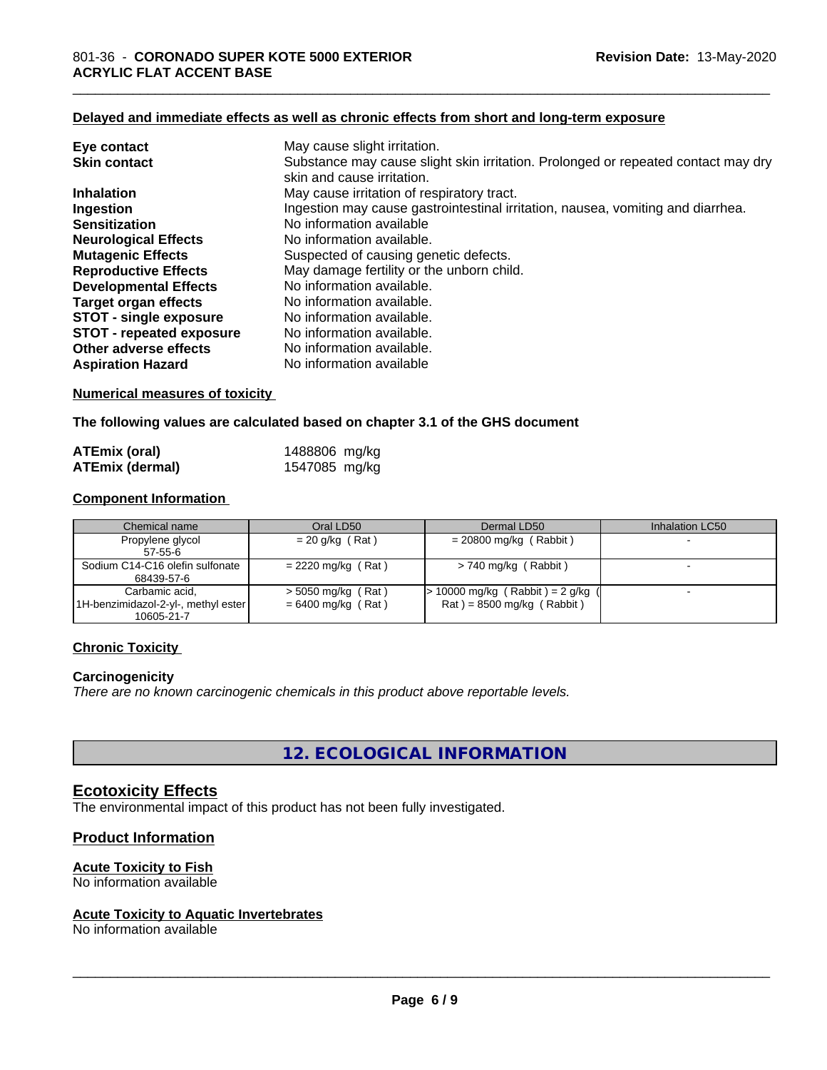#### Delayed and immediate effects as well as chronic effects from short and long-term exposure

| | |
|---|---|
| **Eye contact** | May cause slight irritation. |
| **Skin contact** | Substance may cause slight skin irritation. Prolonged or repeated contact may dry skin and cause irritation. |
| **Inhalation** | May cause irritation of respiratory tract. |
| **Ingestion** | Ingestion may cause gastrointestinal irritation, nausea, vomiting and diarrhea. |
| **Sensitization** | No information available |
| **Neurological Effects** | No information available. |
| **Mutagenic Effects** | Suspected of causing genetic defects. |
| **Reproductive Effects** | May damage fertility or the unborn child. |
| **Developmental Effects** | No information available. |
| **Target organ effects** | No information available. |
| **STOT - single exposure** | No information available. |
| **STOT - repeated exposure** | No information available. |
| **Other adverse effects** | No information available. |
| **Aspiration Hazard** | No information available |

#### Numerical measures of toxicity

**The following values are calculated based on chapter 3.1 of the GHS document**

| | |
|---|---|
| **ATEmix (oral)** | 1488806 mg/kg |
| **ATEmix (dermal)** | 1547085 mg/kg |

#### Component Information

| Chemical name | Oral LD50 | Dermal LD50 | Inhalation LC50 |
|---|---|---|---|
| Propylene glycol 57-55-6 | = 20 g/kg ( Rat ) | = 20800 mg/kg ( Rabbit ) | - |
| Sodium C14-C16 olefin sulfonate 68439-57-6 | = 2220 mg/kg ( Rat ) | > 740 mg/kg ( Rabbit ) | - |
| Carbamic acid, 1H-benzimidazol-2-yl-, methyl ester 10605-21-7 | > 5050 mg/kg ( Rat ) = 6400 mg/kg ( Rat ) | > 10000 mg/kg ( Rabbit ) = 2 g/kg ( Rat ) = 8500 mg/kg ( Rabbit ) | - |

#### Chronic Toxicity

**Carcinogenicity**

*There are no known carcinogenic chemicals in this product above reportable levels.*

## 12. ECOLOGICAL INFORMATION

### Ecotoxicity Effects

The environmental impact of this product has not been fully investigated.

### Product Information

#### Acute Toxicity to Fish

No information available

#### Acute Toxicity to Aquatic Invertebrates

No information available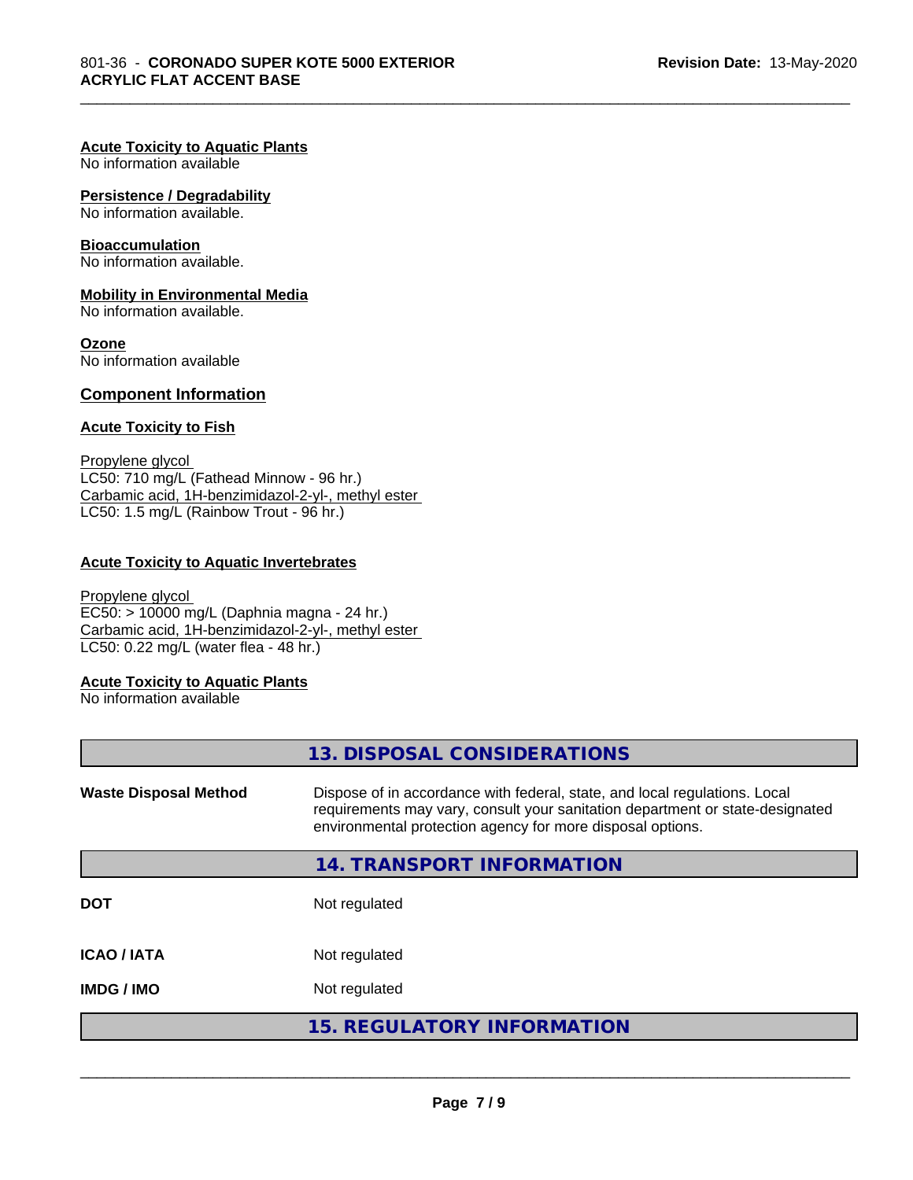**Acute Toxicity to Aquatic Plants**
No information available

**Persistence / Degradability**
No information available.

**Bioaccumulation**
No information available.

**Mobility in Environmental Media**
No information available.

**Ozone**
No information available

## Component Information

**Acute Toxicity to Fish**

Propylene glycol
LC50: 710 mg/L (Fathead Minnow - 96 hr.)
Carbamic acid, 1H-benzimidazol-2-yl-, methyl ester
LC50: 1.5 mg/L (Rainbow Trout - 96 hr.)

**Acute Toxicity to Aquatic Invertebrates**

Propylene glycol
EC50: > 10000 mg/L (Daphnia magna - 24 hr.)
Carbamic acid, 1H-benzimidazol-2-yl-, methyl ester
LC50: 0.22 mg/L (water flea - 48 hr.)

**Acute Toxicity to Aquatic Plants**
No information available

## 13. DISPOSAL CONSIDERATIONS

| | |
|---|---|
| **Waste Disposal Method** | Dispose of in accordance with federal, state, and local regulations. Local requirements may vary, consult your sanitation department or state-designated environmental protection agency for more disposal options. |

## 14. TRANSPORT INFORMATION

| | |
|---|---|
| **DOT** | Not regulated |
| **ICAO / IATA** | Not regulated |
| **IMDG / IMO** | Not regulated |

## 15. REGULATORY INFORMATION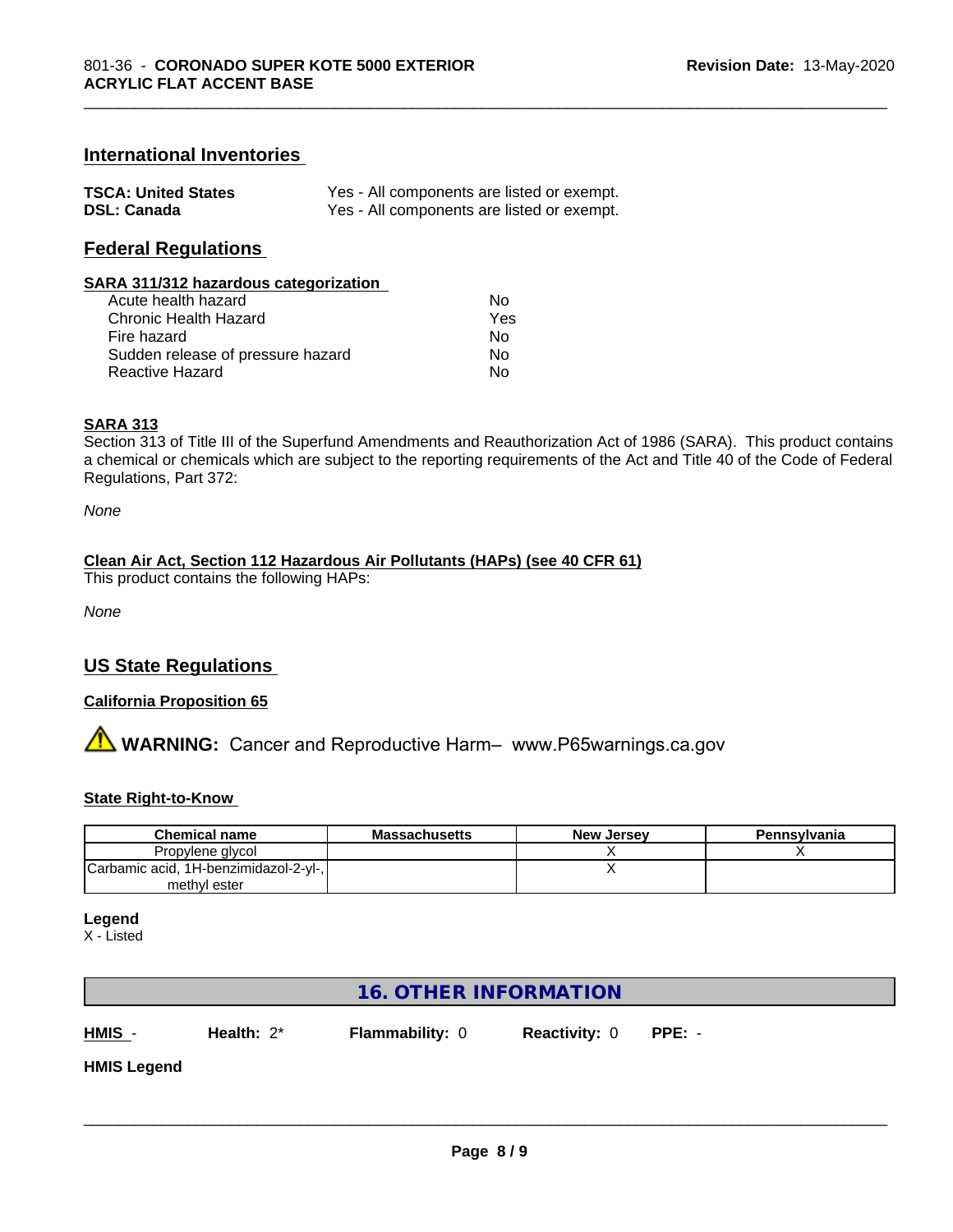## International Inventories

| | |
|---|---|
| **TSCA: United States** | Yes - All components are listed or exempt. |
| **DSL: Canada** | Yes - All components are listed or exempt. |

## Federal Regulations

**SARA 311/312 hazardous categorization**

| | |
|---|---|
| Acute health hazard | No |
| Chronic Health Hazard | Yes |
| Fire hazard | No |
| Sudden release of pressure hazard | No |
| Reactive Hazard | No |

**SARA 313**

Section 313 of Title III of the Superfund Amendments and Reauthorization Act of 1986 (SARA). This product contains a chemical or chemicals which are subject to the reporting requirements of the Act and Title 40 of the Code of Federal Regulations, Part 372:

*None*

**Clean Air Act, Section 112 Hazardous Air Pollutants (HAPs) (see 40 CFR 61)**

This product contains the following HAPs:

*None*

## US State Regulations

**California Proposition 65**

⚠ **WARNING:** Cancer and Reproductive Harm– www.P65warnings.ca.gov

**State Right-to-Know**

| Chemical name | Massachusetts | New Jersey | Pennsylvania |
|---|---|---|---|
| Propylene glycol | | X | X |
| Carbamic acid, 1H-benzimidazol-2-yl-, methyl ester | | X | |

**Legend**

X - Listed

## 16. OTHER INFORMATION

**HMIS** - **Health:** 2* **Flammability:** 0 **Reactivity:** 0 **PPE:** -

**HMIS Legend**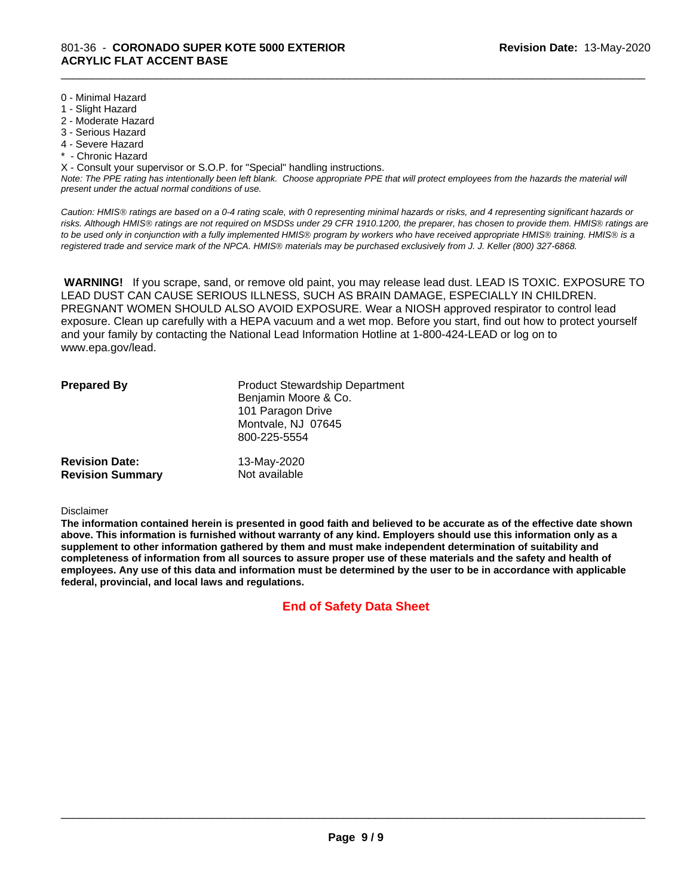0 - Minimal Hazard
1 - Slight Hazard
2 - Moderate Hazard
3 - Serious Hazard
4 - Severe Hazard
* - Chronic Hazard
X - Consult your supervisor or S.O.P. for "Special" handling instructions.

*Note: The PPE rating has intentionally been left blank. Choose appropriate PPE that will protect employees from the hazards the material will present under the actual normal conditions of use.*

*Caution: HMIS® ratings are based on a 0-4 rating scale, with 0 representing minimal hazards or risks, and 4 representing significant hazards or risks. Although HMIS® ratings are not required on MSDSs under 29 CFR 1910.1200, the preparer, has chosen to provide them. HMIS® ratings are to be used only in conjunction with a fully implemented HMIS® program by workers who have received appropriate HMIS® training. HMIS® is a registered trade and service mark of the NPCA. HMIS® materials may be purchased exclusively from J. J. Keller (800) 327-6868.*

**WARNING!** If you scrape, sand, or remove old paint, you may release lead dust. LEAD IS TOXIC. EXPOSURE TO LEAD DUST CAN CAUSE SERIOUS ILLNESS, SUCH AS BRAIN DAMAGE, ESPECIALLY IN CHILDREN. PREGNANT WOMEN SHOULD ALSO AVOID EXPOSURE. Wear a NIOSH approved respirator to control lead exposure. Clean up carefully with a HEPA vacuum and a wet mop. Before you start, find out how to protect yourself and your family by contacting the National Lead Information Hotline at 1-800-424-LEAD or log on to www.epa.gov/lead.

| | |
|---|---|
| **Prepared By** | Product Stewardship Department<br>Benjamin Moore & Co.<br>101 Paragon Drive<br>Montvale, NJ 07645<br>800-225-5554 |
| **Revision Date:** | 13-May-2020 |
| **Revision Summary** | Not available |

Disclaimer

**The information contained herein is presented in good faith and believed to be accurate as of the effective date shown above. This information is furnished without warranty of any kind. Employers should use this information only as a supplement to other information gathered by them and must make independent determination of suitability and completeness of information from all sources to assure proper use of these materials and the safety and health of employees. Any use of this data and information must be determined by the user to be in accordance with applicable federal, provincial, and local laws and regulations.**

**End of Safety Data Sheet**